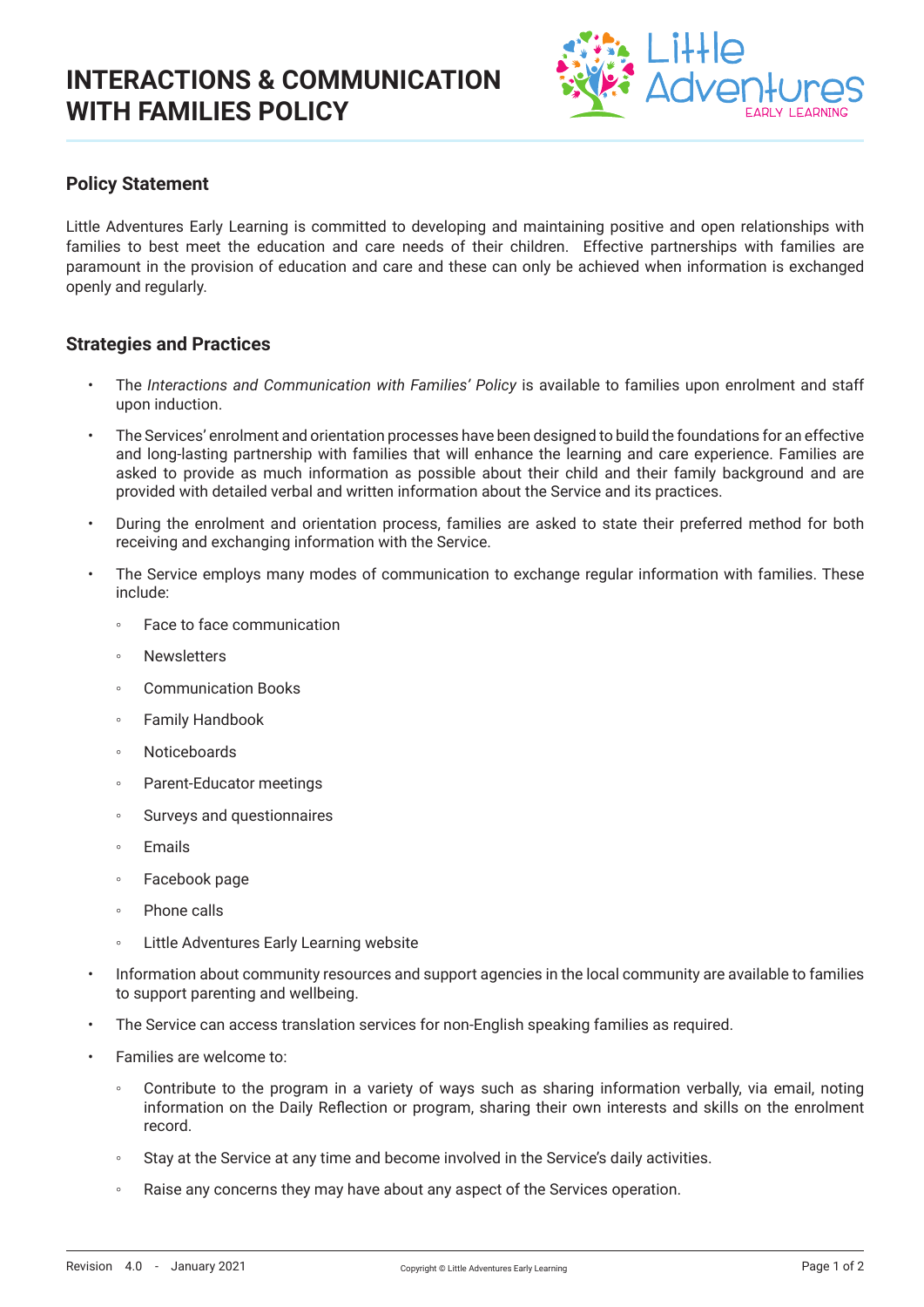# INTERACTIONS & COMMUNICATION WITH FAMILIES POLICY

## Policy Statement

Little Adventures Early Learning is committed to developing and maintaining positive and open relationships with families to best meet the education and care needs of their children. Effective partnerships with families are paramount in the provision of education and care and these can only be achieved when information is exchanged openly and regularly.

## Strategies and Practices

- The *Interactions and Communication with Families' Policy* is available to families upon enrolment and staff upon induction.
- The Services' enrolment and orientation processes have been designed to build the foundations for an effective and long-lasting partnership with families that will enhance the learning and care experience. Families are asked to provide as much information as possible about their child and their family background and are provided with detailed verbal and written information about the Service and its practices.
- During the enrolment and orientation process, families are asked to state their preferred method for both receiving and exchanging information with the Service.
- The Service employs many modes of communication to exchange regular information with families. These include:
  - Face to face communication
  - Newsletters
  - Communication Books
  - Family Handbook
  - Noticeboards
  - Parent-Educator meetings
  - Surveys and questionnaires
  - Emails
  - Facebook page
  - Phone calls
  - Little Adventures Early Learning website
- Information about community resources and support agencies in the local community are available to families to support parenting and wellbeing.
- The Service can access translation services for non-English speaking families as required.
- Families are welcome to:
  - Contribute to the program in a variety of ways such as sharing information verbally, via email, noting information on the Daily Reflection or program, sharing their own interests and skills on the enrolment record.
  - Stay at the Service at any time and become involved in the Service's daily activities.
  - Raise any concerns they may have about any aspect of the Services operation.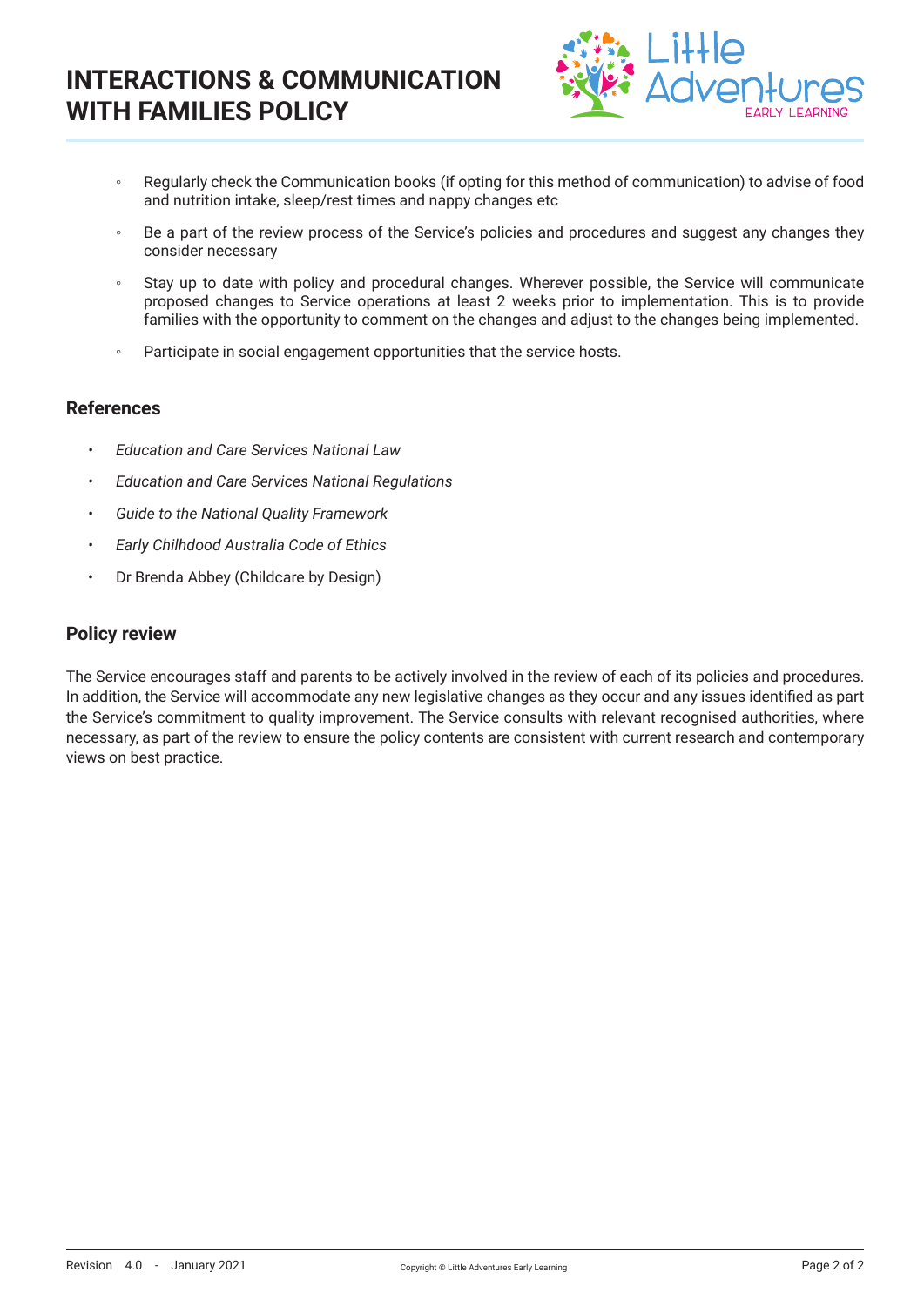- Regularly check the Communication books (if opting for this method of communication) to advise of food and nutrition intake, sleep/rest times and nappy changes etc
- Be a part of the review process of the Service's policies and procedures and suggest any changes they consider necessary
- Stay up to date with policy and procedural changes. Wherever possible, the Service will communicate proposed changes to Service operations at least 2 weeks prior to implementation. This is to provide families with the opportunity to comment on the changes and adjust to the changes being implemented.
- Participate in social engagement opportunities that the service hosts.

## References

- *Education and Care Services National Law*
- *Education and Care Services National Regulations*
- *Guide to the National Quality Framework*
- *Early Chilhdood Australia Code of Ethics*
- Dr Brenda Abbey (Childcare by Design)

## Policy review

The Service encourages staff and parents to be actively involved in the review of each of its policies and procedures. In addition, the Service will accommodate any new legislative changes as they occur and any issues identified as part the Service's commitment to quality improvement. The Service consults with relevant recognised authorities, where necessary, as part of the review to ensure the policy contents are consistent with current research and contemporary views on best practice.